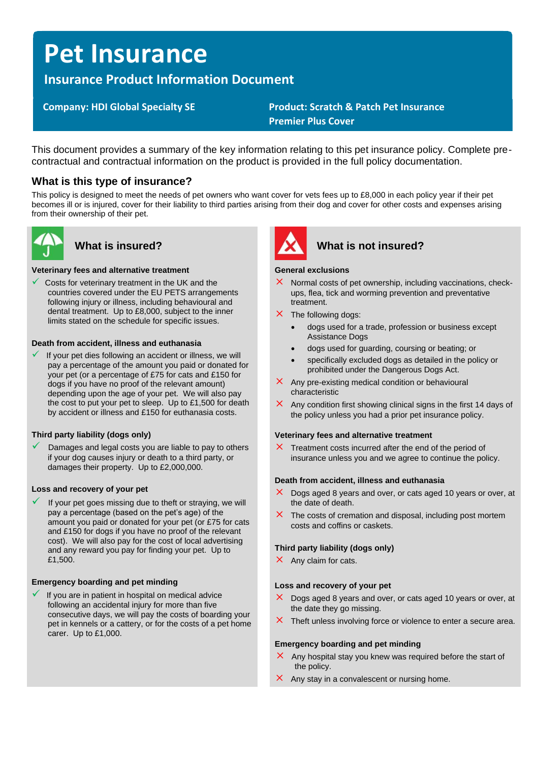# Pet Insurance

## Insurance Product Information Document

**Company: HDI Global Specialty SE**

**Product: Scratch & Patch Pet Insurance Premier Plus Cover**

This document provides a summary of the key information relating to this pet insurance policy. Complete pre-contractual and contractual information on the product is provided in the full policy documentation.

## What is this type of insurance?

This policy is designed to meet the needs of pet owners who want cover for vets fees up to £8,000 in each policy year if their pet becomes ill or is injured, cover for their liability to third parties arising from their dog and cover for other costs and expenses arising from their ownership of their pet.

## What is insured?

**Veterinary fees and alternative treatment**

- ✓ Costs for veterinary treatment in the UK and the countries covered under the EU PETS arrangements following injury or illness, including behavioural and dental treatment. Up to £8,000, subject to the inner limits stated on the schedule for specific issues.

**Death from accident, illness and euthanasia**

- ✓ If your pet dies following an accident or illness, we will pay a percentage of the amount you paid or donated for your pet (or a percentage of £75 for cats and £150 for dogs if you have no proof of the relevant amount) depending upon the age of your pet. We will also pay the cost to put your pet to sleep. Up to £1,500 for death by accident or illness and £150 for euthanasia costs.

**Third party liability (dogs only)**

- ✓ Damages and legal costs you are liable to pay to others if your dog causes injury or death to a third party, or damages their property. Up to £2,000,000.

**Loss and recovery of your pet**

- ✓ If your pet goes missing due to theft or straying, we will pay a percentage (based on the pet's age) of the amount you paid or donated for your pet (or £75 for cats and £150 for dogs if you have no proof of the relevant cost). We will also pay for the cost of local advertising and any reward you pay for finding your pet. Up to £1,500.

**Emergency boarding and pet minding**

- ✓ If you are in patient in hospital on medical advice following an accidental injury for more than five consecutive days, we will pay the costs of boarding your pet in kennels or a cattery, or for the costs of a pet home carer. Up to £1,000.

## What is not insured?

**General exclusions**

- ✗ Normal costs of pet ownership, including vaccinations, check-ups, flea, tick and worming prevention and preventative treatment.
- ✗ The following dogs:
  - dogs used for a trade, profession or business except Assistance Dogs
  - dogs used for guarding, coursing or beating; or
  - specifically excluded dogs as detailed in the policy or prohibited under the Dangerous Dogs Act.
- ✗ Any pre-existing medical condition or behavioural characteristic
- ✗ Any condition first showing clinical signs in the first 14 days of the policy unless you had a prior pet insurance policy.

**Veterinary fees and alternative treatment**

- ✗ Treatment costs incurred after the end of the period of insurance unless you and we agree to continue the policy.

**Death from accident, illness and euthanasia**

- ✗ Dogs aged 8 years and over, or cats aged 10 years or over, at the date of death.
- ✗ The costs of cremation and disposal, including post mortem costs and coffins or caskets.

**Third party liability (dogs only)**

- ✗ Any claim for cats.

**Loss and recovery of your pet**

- ✗ Dogs aged 8 years and over, or cats aged 10 years or over, at the date they go missing.
- ✗ Theft unless involving force or violence to enter a secure area.

**Emergency boarding and pet minding**

- ✗ Any hospital stay you knew was required before the start of the policy.
- ✗ Any stay in a convalescent or nursing home.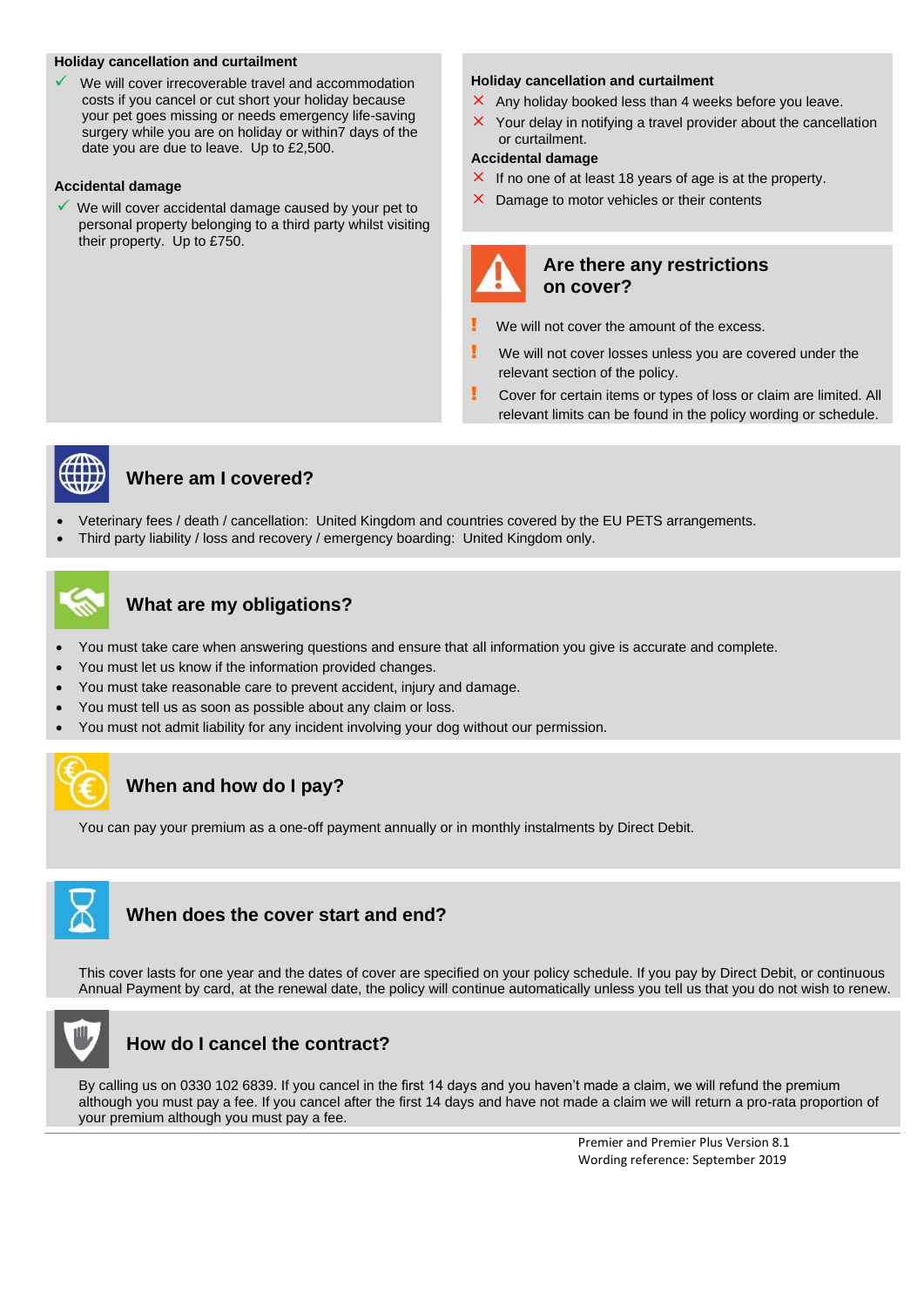**Holiday cancellation and curtailment**

✓ We will cover irrecoverable travel and accommodation costs if you cancel or cut short your holiday because your pet goes missing or needs emergency life-saving surgery while you are on holiday or within7 days of the date you are due to leave. Up to £2,500.

**Accidental damage**

✓ We will cover accidental damage caused by your pet to personal property belonging to a third party whilst visiting their property. Up to £750.

**Holiday cancellation and curtailment**

✗ Any holiday booked less than 4 weeks before you leave.

✗ Your delay in notifying a travel provider about the cancellation or curtailment.

**Accidental damage**

✗ If no one of at least 18 years of age is at the property.

✗ Damage to motor vehicles or their contents

## Are there any restrictions on cover?

! We will not cover the amount of the excess.

! We will not cover losses unless you are covered under the relevant section of the policy.

! Cover for certain items or types of loss or claim are limited. All relevant limits can be found in the policy wording or schedule.

## Where am I covered?

- Veterinary fees / death / cancellation: United Kingdom and countries covered by the EU PETS arrangements.
- Third party liability / loss and recovery / emergency boarding: United Kingdom only.

## What are my obligations?

- You must take care when answering questions and ensure that all information you give is accurate and complete.
- You must let us know if the information provided changes.
- You must take reasonable care to prevent accident, injury and damage.
- You must tell us as soon as possible about any claim or loss.
- You must not admit liability for any incident involving your dog without our permission.

## When and how do I pay?

You can pay your premium as a one-off payment annually or in monthly instalments by Direct Debit.

## When does the cover start and end?

This cover lasts for one year and the dates of cover are specified on your policy schedule. If you pay by Direct Debit, or continuous Annual Payment by card, at the renewal date, the policy will continue automatically unless you tell us that you do not wish to renew.

## How do I cancel the contract?

By calling us on 0330 102 6839. If you cancel in the first 14 days and you haven't made a claim, we will refund the premium although you must pay a fee. If you cancel after the first 14 days and have not made a claim we will return a pro-rata proportion of your premium although you must pay a fee.

Premier and Premier Plus Version 8.1
Wording reference: September 2019